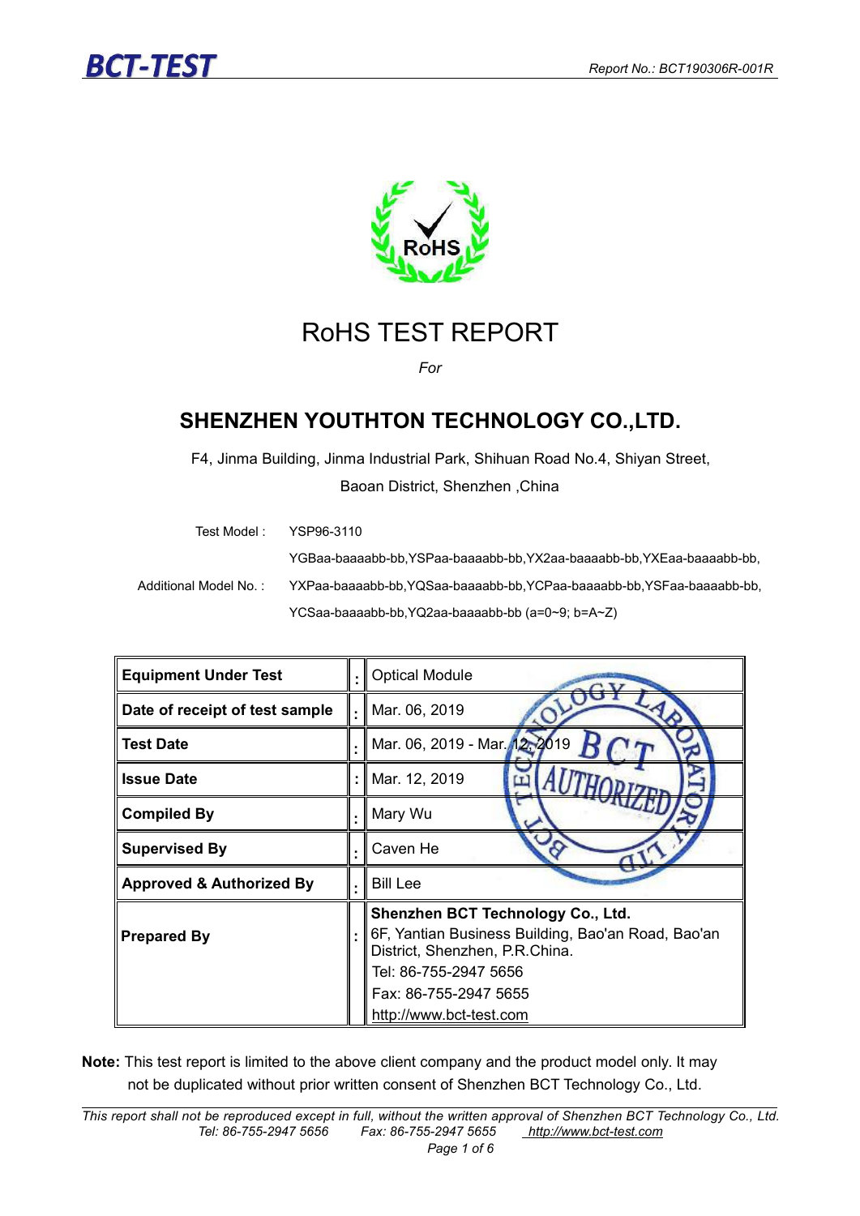# RoHS TEST REPORT

*For*

## SHENZHEN YOUTHTON TECHNOLOGY CO.,LTD.

F4, Jinma Building, Jinma Industrial Park, Shihuan Road No.4, Shiyan Street,

Baoan District, Shenzhen ,China

Test Model : YSP96-3110

Additional Model No. : YGBaa-baaaabb-bb,YSPaa-baaaabb-bb,YX2aa-baaaabb-bb,YXEaa-baaaabb-bb, YXPaa-baaaabb-bb,YQSaa-baaaabb-bb,YCPaa-baaaabb-bb,YSFaa-baaaabb-bb, YCSaa-baaaabb-bb,YQ2aa-baaaabb-bb (a=0~9; b=A~Z)

| | | |
|---|---|---|
| **Equipment Under Test** | : | Optical Module |
| **Date of receipt of test sample** | : | Mar. 06, 2019 |
| **Test Date** | : | Mar. 06, 2019 - Mar. 12, 2019 |
| **Issue Date** | : | Mar. 12, 2019 |
| **Compiled By** | : | Mary Wu |
| **Supervised By** | : | Caven He |
| **Approved & Authorized By** | : | Bill Lee |
| **Prepared By** | : | **Shenzhen BCT Technology Co., Ltd.** 6F, Yantian Business Building, Bao'an Road, Bao'an District, Shenzhen, P.R.China. Tel: 86-755-2947 5656 Fax: 86-755-2947 5655 http://www.bct-test.com |

**Note:** This test report is limited to the above client company and the product model only. It may not be duplicated without prior written consent of Shenzhen BCT Technology Co., Ltd.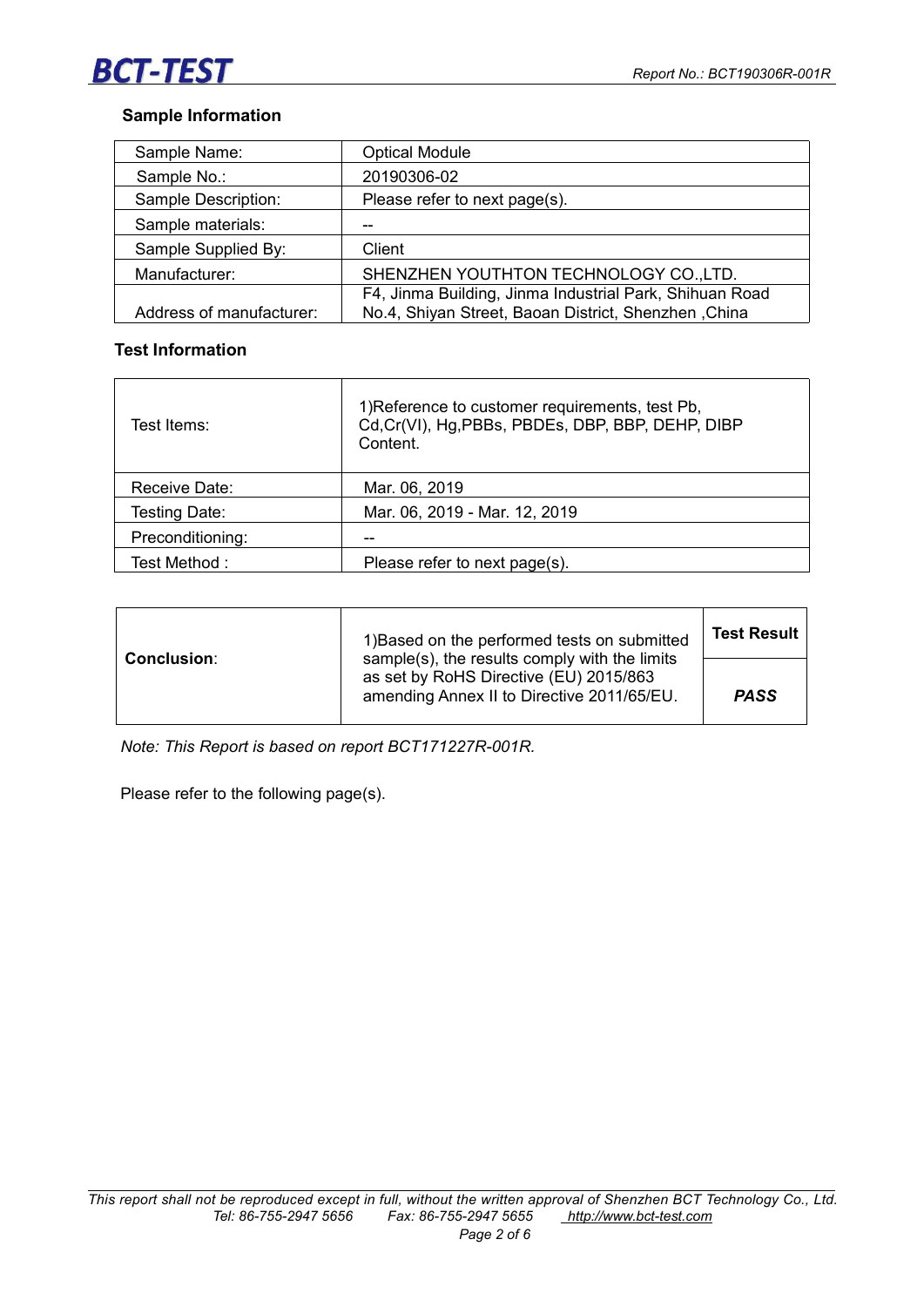## Sample Information

| Sample Name: | Optical Module |
|---|---|
| Sample No.: | 20190306-02 |
| Sample Description: | Please refer to next page(s). |
| Sample materials: | -- |
| Sample Supplied By: | Client |
| Manufacturer: | SHENZHEN YOUTHTON TECHNOLOGY CO.,LTD. |
| Address of manufacturer: | F4, Jinma Building, Jinma Industrial Park, Shihuan Road No.4, Shiyan Street, Baoan District, Shenzhen ,China |

## Test Information

| Test Items: | 1)Reference to customer requirements, test Pb, Cd,Cr(VI), Hg,PBBs, PBDEs, DBP, BBP, DEHP, DIBP Content. |
|---|---|
| Receive Date: | Mar. 06, 2019 |
| Testing Date: | Mar. 06, 2019 - Mar. 12, 2019 |
| Preconditioning: | -- |
| Test Method : | Please refer to next page(s). |

| **Conclusion**: | 1)Based on the performed tests on submitted sample(s), the results comply with the limits as set by RoHS Directive (EU) 2015/863 amending Annex II to Directive 2011/65/EU. | **Test Result** |
|---|---|---|
| | | ***PASS*** |

*Note: This Report is based on report BCT171227R-001R.*

Please refer to the following page(s).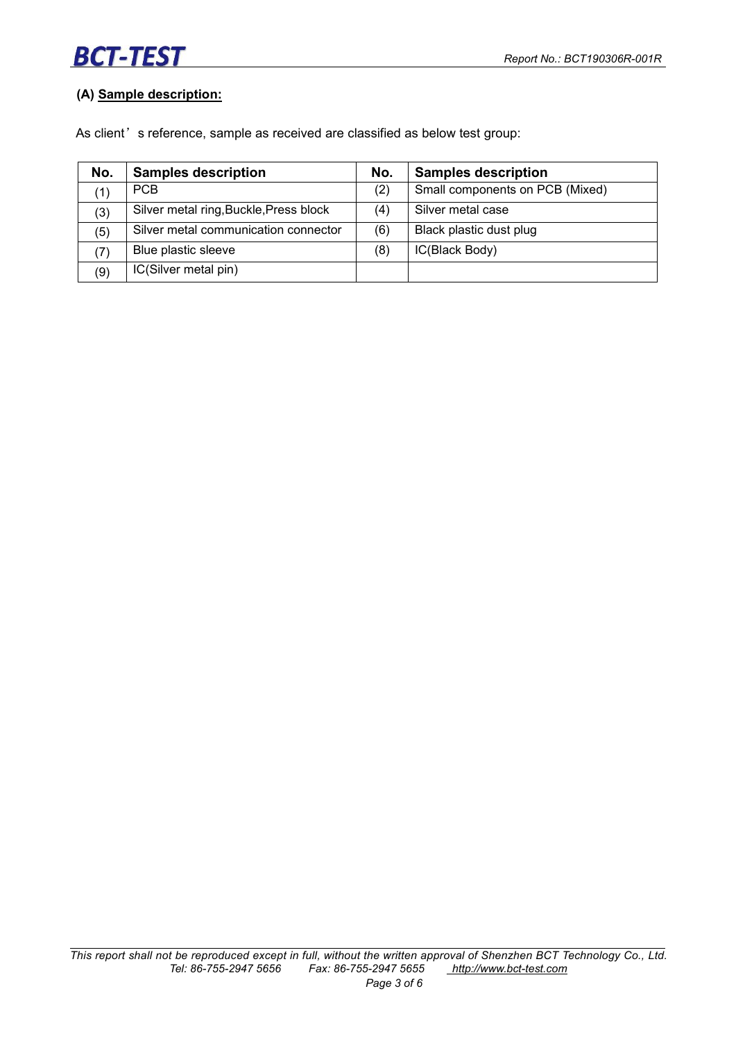**(A) Sample description:**

As client' s reference, sample as received are classified as below test group:

| No. | Samples description | No. | Samples description |
|---|---|---|---|
| (1) | PCB | (2) | Small components on PCB (Mixed) |
| (3) | Silver metal ring,Buckle,Press block | (4) | Silver metal case |
| (5) | Silver metal communication connector | (6) | Black plastic dust plug |
| (7) | Blue plastic sleeve | (8) | IC(Black Body) |
| (9) | IC(Silver metal pin) | | |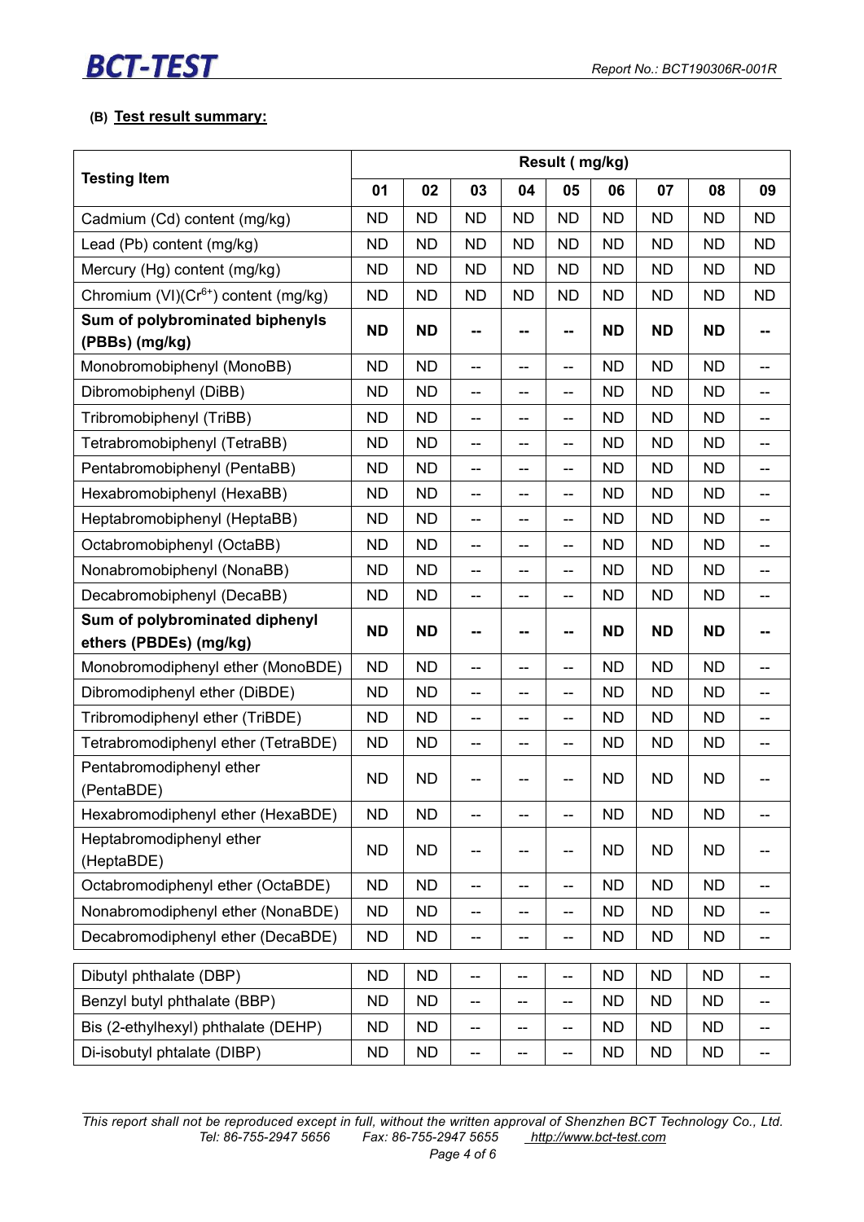**(B) Test result summary:**

| Testing Item | Result ( mg/kg) | | | | | | | | |
|---|---|---|---|---|---|---|---|---|---|
| | 01 | 02 | 03 | 04 | 05 | 06 | 07 | 08 | 09 |
| Cadmium (Cd) content (mg/kg) | ND | ND | ND | ND | ND | ND | ND | ND | ND |
| Lead (Pb) content (mg/kg) | ND | ND | ND | ND | ND | ND | ND | ND | ND |
| Mercury (Hg) content (mg/kg) | ND | ND | ND | ND | ND | ND | ND | ND | ND |
| Chromium (VI)($Cr^{6+}$) content (mg/kg) | ND | ND | ND | ND | ND | ND | ND | ND | ND |
| **Sum of polybrominated biphenyls (PBBs) (mg/kg)** | **ND** | **ND** | **--** | **--** | **--** | **ND** | **ND** | **ND** | **--** |
| Monobromobiphenyl (MonoBB) | ND | ND | -- | -- | -- | ND | ND | ND | -- |
| Dibromobiphenyl (DiBB) | ND | ND | -- | -- | -- | ND | ND | ND | -- |
| Tribromobiphenyl (TriBB) | ND | ND | -- | -- | -- | ND | ND | ND | -- |
| Tetrabromobiphenyl (TetraBB) | ND | ND | -- | -- | -- | ND | ND | ND | -- |
| Pentabromobiphenyl (PentaBB) | ND | ND | -- | -- | -- | ND | ND | ND | -- |
| Hexabromobiphenyl (HexaBB) | ND | ND | -- | -- | -- | ND | ND | ND | -- |
| Heptabromobiphenyl (HeptaBB) | ND | ND | -- | -- | -- | ND | ND | ND | -- |
| Octabromobiphenyl (OctaBB) | ND | ND | -- | -- | -- | ND | ND | ND | -- |
| Nonabromobiphenyl (NonaBB) | ND | ND | -- | -- | -- | ND | ND | ND | -- |
| Decabromobiphenyl (DecaBB) | ND | ND | -- | -- | -- | ND | ND | ND | -- |
| **Sum of polybrominated diphenyl ethers (PBDEs) (mg/kg)** | **ND** | **ND** | **--** | **--** | **--** | **ND** | **ND** | **ND** | **--** |
| Monobromodiphenyl ether (MonoBDE) | ND | ND | -- | -- | -- | ND | ND | ND | -- |
| Dibromodiphenyl ether (DiBDE) | ND | ND | -- | -- | -- | ND | ND | ND | -- |
| Tribromodiphenyl ether (TriBDE) | ND | ND | -- | -- | -- | ND | ND | ND | -- |
| Tetrabromodiphenyl ether (TetraBDE) | ND | ND | -- | -- | -- | ND | ND | ND | -- |
| Pentabromodiphenyl ether (PentaBDE) | ND | ND | -- | -- | -- | ND | ND | ND | -- |
| Hexabromodiphenyl ether (HexaBDE) | ND | ND | -- | -- | -- | ND | ND | ND | -- |
| Heptabromodiphenyl ether (HeptaBDE) | ND | ND | -- | -- | -- | ND | ND | ND | -- |
| Octabromodiphenyl ether (OctaBDE) | ND | ND | -- | -- | -- | ND | ND | ND | -- |
| Nonabromodiphenyl ether (NonaBDE) | ND | ND | -- | -- | -- | ND | ND | ND | -- |
| Decabromodiphenyl ether (DecaBDE) | ND | ND | -- | -- | -- | ND | ND | ND | -- |
| Dibutyl phthalate (DBP) | ND | ND | -- | -- | -- | ND | ND | ND | -- |
| Benzyl butyl phthalate (BBP) | ND | ND | -- | -- | -- | ND | ND | ND | -- |
| Bis (2-ethylhexyl) phthalate (DEHP) | ND | ND | -- | -- | -- | ND | ND | ND | -- |
| Di-isobutyl phtalate (DIBP) | ND | ND | -- | -- | -- | ND | ND | ND | -- |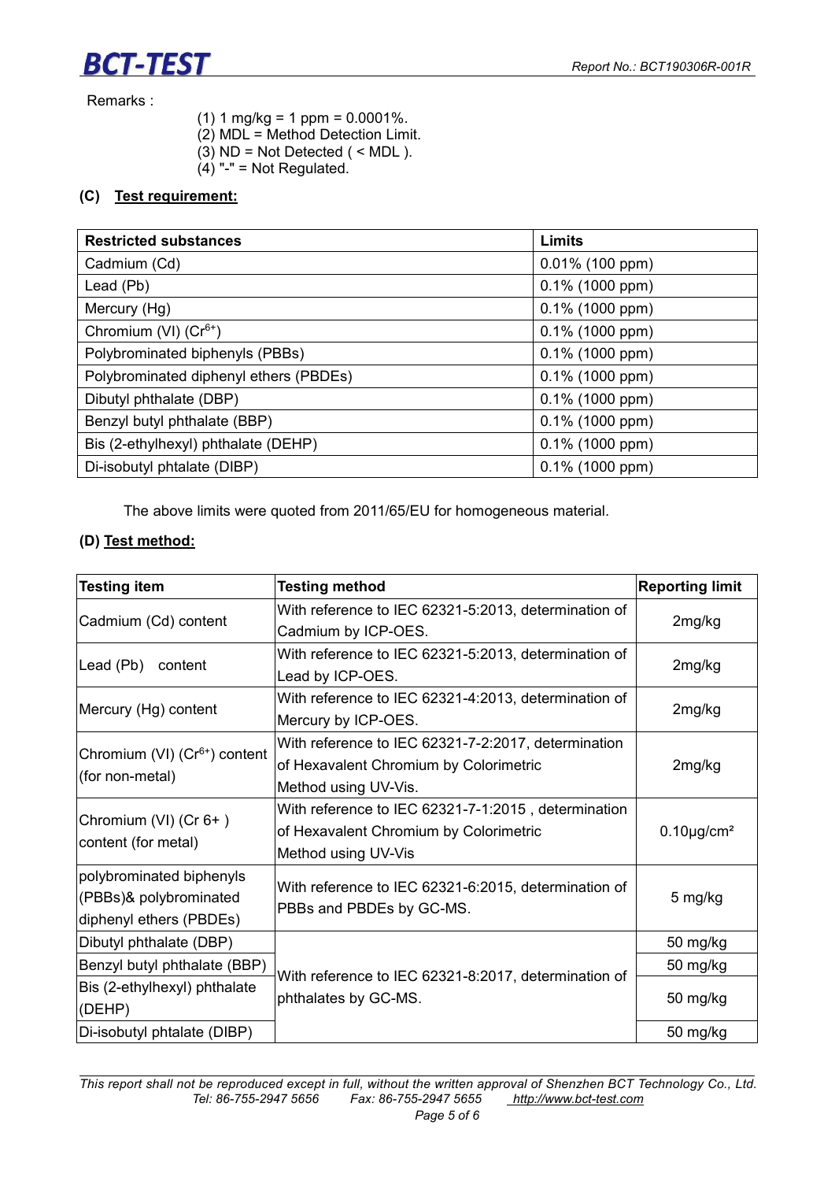Remarks :

(1) 1 mg/kg = 1 ppm = 0.0001%.
(2) MDL = Method Detection Limit.
(3) ND = Not Detected ( < MDL ).
(4) "-" = Not Regulated.

**(C) Test requirement:**

| Restricted substances | Limits |
|---|---|
| Cadmium (Cd) | 0.01% (100 ppm) |
| Lead (Pb) | 0.1% (1000 ppm) |
| Mercury (Hg) | 0.1% (1000 ppm) |
| Chromium (VI) ($Cr^{6+}$) | 0.1% (1000 ppm) |
| Polybrominated biphenyls (PBBs) | 0.1% (1000 ppm) |
| Polybrominated diphenyl ethers (PBDEs) | 0.1% (1000 ppm) |
| Dibutyl phthalate (DBP) | 0.1% (1000 ppm) |
| Benzyl butyl phthalate (BBP) | 0.1% (1000 ppm) |
| Bis (2-ethylhexyl) phthalate (DEHP) | 0.1% (1000 ppm) |
| Di-isobutyl phtalate (DIBP) | 0.1% (1000 ppm) |

The above limits were quoted from 2011/65/EU for homogeneous material.

**(D) Test method:**

| Testing item | Testing method | Reporting limit |
|---|---|---|
| Cadmium (Cd) content | With reference to IEC 62321-5:2013, determination of Cadmium by ICP-OES. | 2mg/kg |
| Lead (Pb) content | With reference to IEC 62321-5:2013, determination of Lead by ICP-OES. | 2mg/kg |
| Mercury (Hg) content | With reference to IEC 62321-4:2013, determination of Mercury by ICP-OES. | 2mg/kg |
| Chromium (VI) ($Cr^{6+}$) content (for non-metal) | With reference to IEC 62321-7-2:2017, determination of Hexavalent Chromium by Colorimetric Method using UV-Vis. | 2mg/kg |
| Chromium (VI) (Cr 6+ ) content (for metal) | With reference to IEC 62321-7-1:2015 , determination of Hexavalent Chromium by Colorimetric Method using UV-Vis | 0.10μg/cm² |
| polybrominated biphenyls (PBBs)& polybrominated diphenyl ethers (PBDEs) | With reference to IEC 62321-6:2015, determination of PBBs and PBDEs by GC-MS. | 5 mg/kg |
| Dibutyl phthalate (DBP) | With reference to IEC 62321-8:2017, determination of phthalates by GC-MS. | 50 mg/kg |
| Benzyl butyl phthalate (BBP) | | 50 mg/kg |
| Bis (2-ethylhexyl) phthalate (DEHP) | | 50 mg/kg |
| Di-isobutyl phtalate (DIBP) | | 50 mg/kg |

*This report shall not be reproduced except in full, without the written approval of Shenzhen BCT Technology Co., Ltd.*
*Tel: 86-755-2947 5656 Fax: 86-755-2947 5655 http://www.bct-test.com*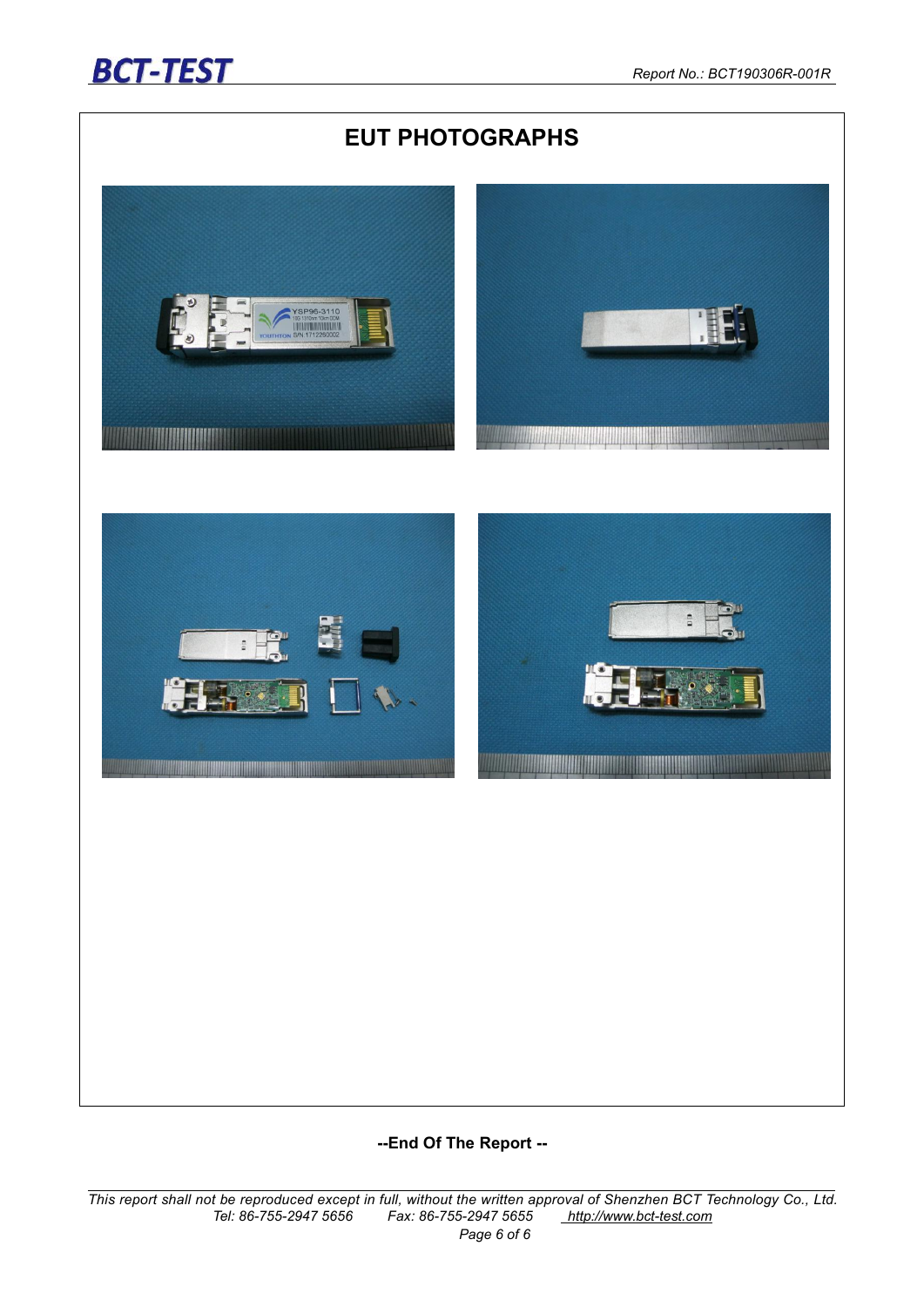# EUT PHOTOGRAPHS

**--End Of The Report --**